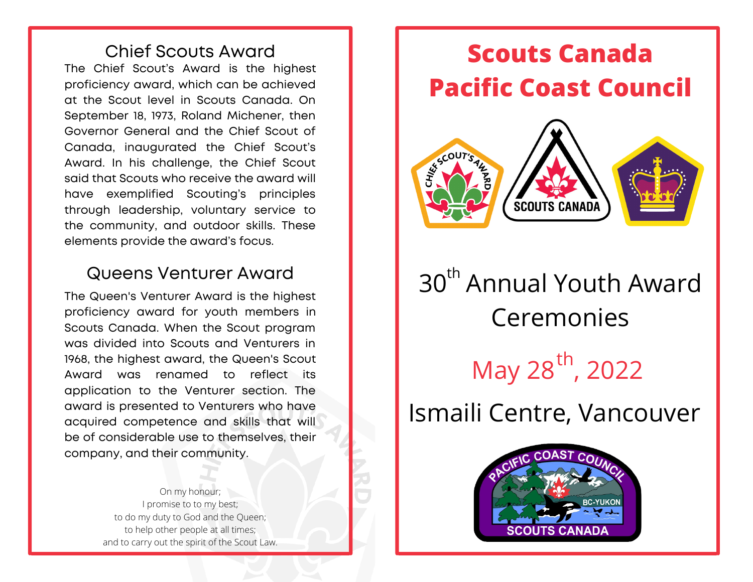## Chief Scouts Award

The Chief Scout's Award is the highest proficiency award, which can be achieved at the Scout level in Scouts Canada. On September 18, 1973, Roland Michener, then Governor General and the Chief Scout of Canada, inaugurated the Chief Scout's Award. In his challenge, the Chief Scout said that Scouts who receive the award will have exemplified Scouting's principles through leadership, voluntary service to the community, and outdoor skills. These elements provide the award's focus.

## Queens Venturer Award

The Queen's Venturer Award is the highest proficiency award for youth members in Scouts Canada. When the Scout program was divided into Scouts and Venturers in 1968, the highest award, the Queen's Scout Award was renamed to reflect its application to the Venturer section. The award is presented to Venturers who have acquired competence and skills that will be of considerable use to themselves, their company, and their community.

On my honour;
I promise to to my best;
to do my duty to God and the Queen;
to help other people at all times;
and to carry out the spirit of the Scout Law.

# Scouts Canada
# Pacific Coast Council

30th Annual Youth Award Ceremonies

May 28th, 2022

Ismaili Centre, Vancouver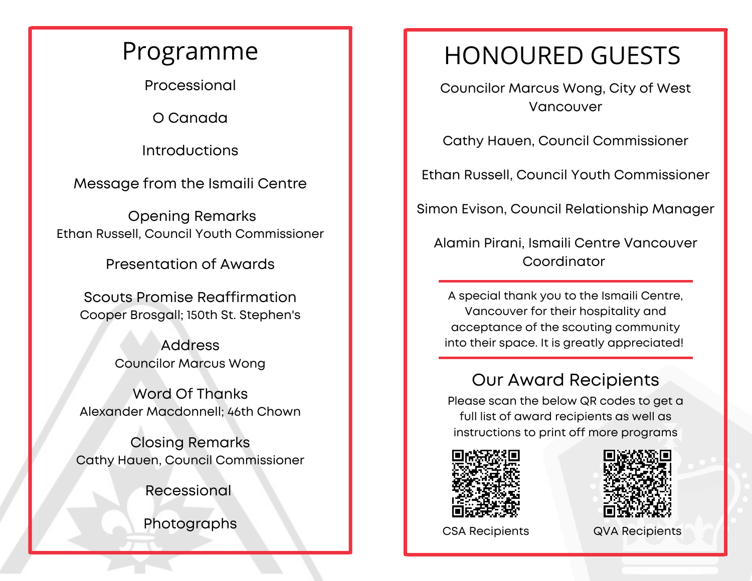# Programme

Processional

O Canada

Introductions

Message from the Ismaili Centre

Opening Remarks
Ethan Russell, Council Youth Commissioner

Presentation of Awards

Scouts Promise Reaffirmation
Cooper Brosgall; 150th St. Stephen's

Address
Councilor Marcus Wong

Word Of Thanks
Alexander Macdonnell; 46th Chown

Closing Remarks
Cathy Hauen, Council Commissioner

Recessional

Photographs

# HONOURED GUESTS

Councilor Marcus Wong, City of West Vancouver

Cathy Hauen, Council Commissioner

Ethan Russell, Council Youth Commissioner

Simon Evison, Council Relationship Manager

Alamin Pirani, Ismaili Centre Vancouver Coordinator

---

A special thank you to the Ismaili Centre, Vancouver for their hospitality and acceptance of the scouting community into their space. It is greatly appreciated!

---

## Our Award Recipients

Please scan the below QR codes to get a full list of award recipients as well as instructions to print off more programs

CSA Recipients

QVA Recipients